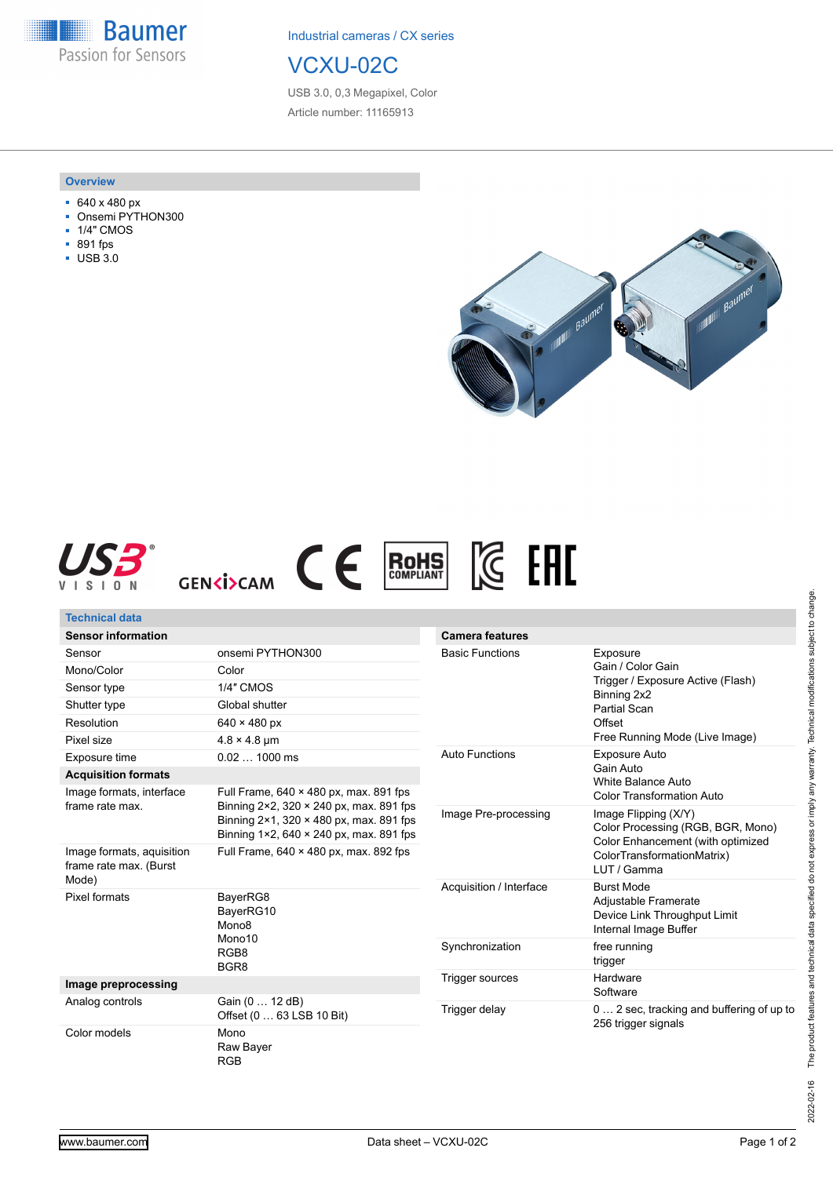Baumer
Passion for Sensors

Industrial cameras / CX series

# VCXU-02C

USB 3.0, 0,3 Megapixel, Color

Article number: 11165913

## Overview

- 640 x 480 px
- Onsemi PYTHON300
- 1/4" CMOS
- 891 fps
- USB 3.0

## Technical data

| Sensor information | |
|---|---|
| Sensor | onsemi PYTHON300 |
| Mono/Color | Color |
| Sensor type | 1/4″ CMOS |
| Shutter type | Global shutter |
| Resolution | 640 × 480 px |
| Pixel size | 4.8 × 4.8 µm |
| Exposure time | 0.02 … 1000 ms |
| **Acquisition formats** | |
| Image formats, interface frame rate max. | Full Frame, 640 × 480 px, max. 891 fps<br>Binning 2×2, 320 × 240 px, max. 891 fps<br>Binning 2×1, 320 × 480 px, max. 891 fps<br>Binning 1×2, 640 × 240 px, max. 891 fps |
| Image formats, auisition frame rate max. (Burst Mode) | Full Frame, 640 × 480 px, max. 892 fps |
| Pixel formats | BayerRG8<br>BayerRG10<br>Mono8<br>Mono10<br>RGB8<br>BGR8 |
| **Image preprocessing** | |
| Analog controls | Gain (0 … 12 dB)<br>Offset (0 … 63 LSB 10 Bit) |
| Color models | Mono<br>Raw Bayer<br>RGB |

| Camera features | |
|---|---|
| Basic Functions | Exposure<br>Gain / Color Gain<br>Trigger / Exposure Active (Flash)<br>Binning 2x2<br>Partial Scan<br>Offset<br>Free Running Mode (Live Image) |
| Auto Functions | Exposure Auto<br>Gain Auto<br>White Balance Auto<br>Color Transformation Auto |
| Image Pre-processing | Image Flipping (X/Y)<br>Color Processing (RGB, BGR, Mono)<br>Color Enhancement (with optimized ColorTransformationMatrix)<br>LUT / Gamma |
| Acquisition / Interface | Burst Mode<br>Adjustable Framerate<br>Device Link Throughput Limit<br>Internal Image Buffer |
| Synchronization | free running<br>trigger |
| Trigger sources | Hardware<br>Software |
| Trigger delay | 0 … 2 sec, tracking and buffering of up to 256 trigger signals |

2022-02-16 The product features and technical data specified do not express or imply any warranty. Technical modifications subject to change.

www.baumer.com — Data sheet – VCXU-02C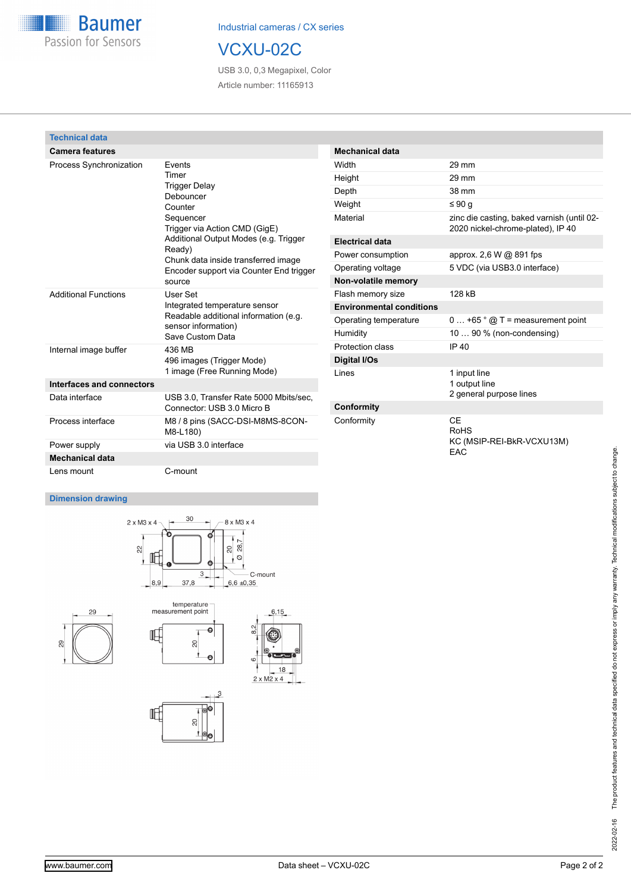Baumer
Passion for Sensors

Industrial cameras / CX series

# VCXU-02C

USB 3.0, 0,3 Megapixel, Color

Article number: 11165913

## Technical data

| Camera features | |
|---|---|
| Process Synchronization | Events<br>Timer<br>Trigger Delay<br>Debouncer<br>Counter<br>Sequencer<br>Trigger via Action CMD (GigE)<br>Additional Output Modes (e.g. Trigger Ready)<br>Chunk data inside transferred image<br>Encoder support via Counter End trigger source |
| Additional Functions | User Set<br>Integrated temperature sensor<br>Readable additional information (e.g. sensor information)<br>Save Custom Data |
| Internal image buffer | 436 MB<br>496 images (Trigger Mode)<br>1 image (Free Running Mode) |
| **Interfaces and connectors** | |
| Data interface | USB 3.0, Transfer Rate 5000 Mbits/sec, Connector: USB 3.0 Micro B |
| Process interface | M8 / 8 pins (SACC-DSI-M8MS-8CON-M8-L180) |
| Power supply | via USB 3.0 interface |
| **Mechanical data** | |
| Lens mount | C-mount |

| Mechanical data | |
|---|---|
| Width | 29 mm |
| Height | 29 mm |
| Depth | 38 mm |
| Weight | ≤ 90 g |
| Material | zinc die casting, baked varnish (until 02-2020 nickel-chrome-plated), IP 40 |
| **Electrical data** | |
| Power consumption | approx. 2,6 W @ 891 fps |
| Operating voltage | 5 VDC (via USB3.0 interface) |
| **Non-volatile memory** | |
| Flash memory size | 128 kB |
| **Environmental conditions** | |
| Operating temperature | 0 … +65 ° @ T = measurement point |
| Humidity | 10 … 90 % (non-condensing) |
| Protection class | IP 40 |
| **Digital I/Os** | |
| Lines | 1 input line<br>1 output line<br>2 general purpose lines |
| **Conformity** | |
| Conformity | CE<br>RoHS<br>KC (MSIP-REI-BkR-VCXU13M)<br>EAC |

## Dimension drawing

2 x M3 x 4
30
8 x M3 x 4
22
20
Ø 28,7
3
C-mount
8,9
37,8
6,6 ±0,35
29
29
temperature measurement point
20
6,15
8,2
6
18
2 x M2 x 4
3
20

The product features and technical data specified do not express or imply any warranty. Technical modifications subject to change.

2022-02-16

www.baumer.com

Data sheet – VCXU-02C